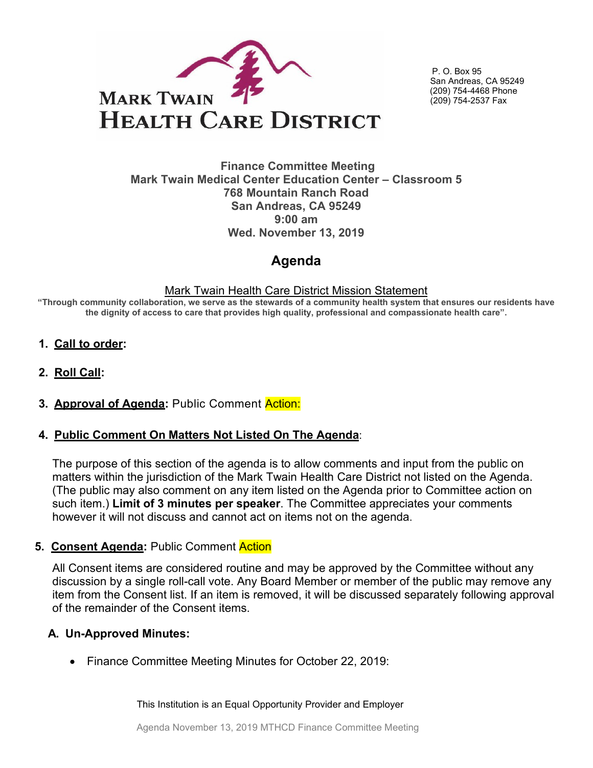**MARK TWAIN HEALTH CARE DISTRICT**

P. O. Box 95
San Andreas, CA 95249
(209) 754-4468 Phone
(209) 754-2537 Fax

**Finance Committee Meeting**
**Mark Twain Medical Center Education Center – Classroom 5**
**768 Mountain Ranch Road**
**San Andreas, CA 95249**
**9:00 am**
**Wed. November 13, 2019**

# Agenda

Mark Twain Health Care District Mission Statement

**"Through community collaboration, we serve as the stewards of a community health system that ensures our residents have the dignity of access to care that provides high quality, professional and compassionate health care".**

1. **Call to order:**

2. **Roll Call:**

3. **Approval of Agenda:** Public Comment Action:

4. **Public Comment On Matters Not Listed On The Agenda:**

   The purpose of this section of the agenda is to allow comments and input from the public on matters within the jurisdiction of the Mark Twain Health Care District not listed on the Agenda. (The public may also comment on any item listed on the Agenda prior to Committee action on such item.) **Limit of 3 minutes per speaker**. The Committee appreciates your comments however it will not discuss and cannot act on items not on the agenda.

5. **Consent Agenda:** Public Comment Action

   All Consent items are considered routine and may be approved by the Committee without any discussion by a single roll-call vote. Any Board Member or member of the public may remove any item from the Consent list. If an item is removed, it will be discussed separately following approval of the remainder of the Consent items.

   **A. Un-Approved Minutes:**

   - Finance Committee Meeting Minutes for October 22, 2019:

This Institution is an Equal Opportunity Provider and Employer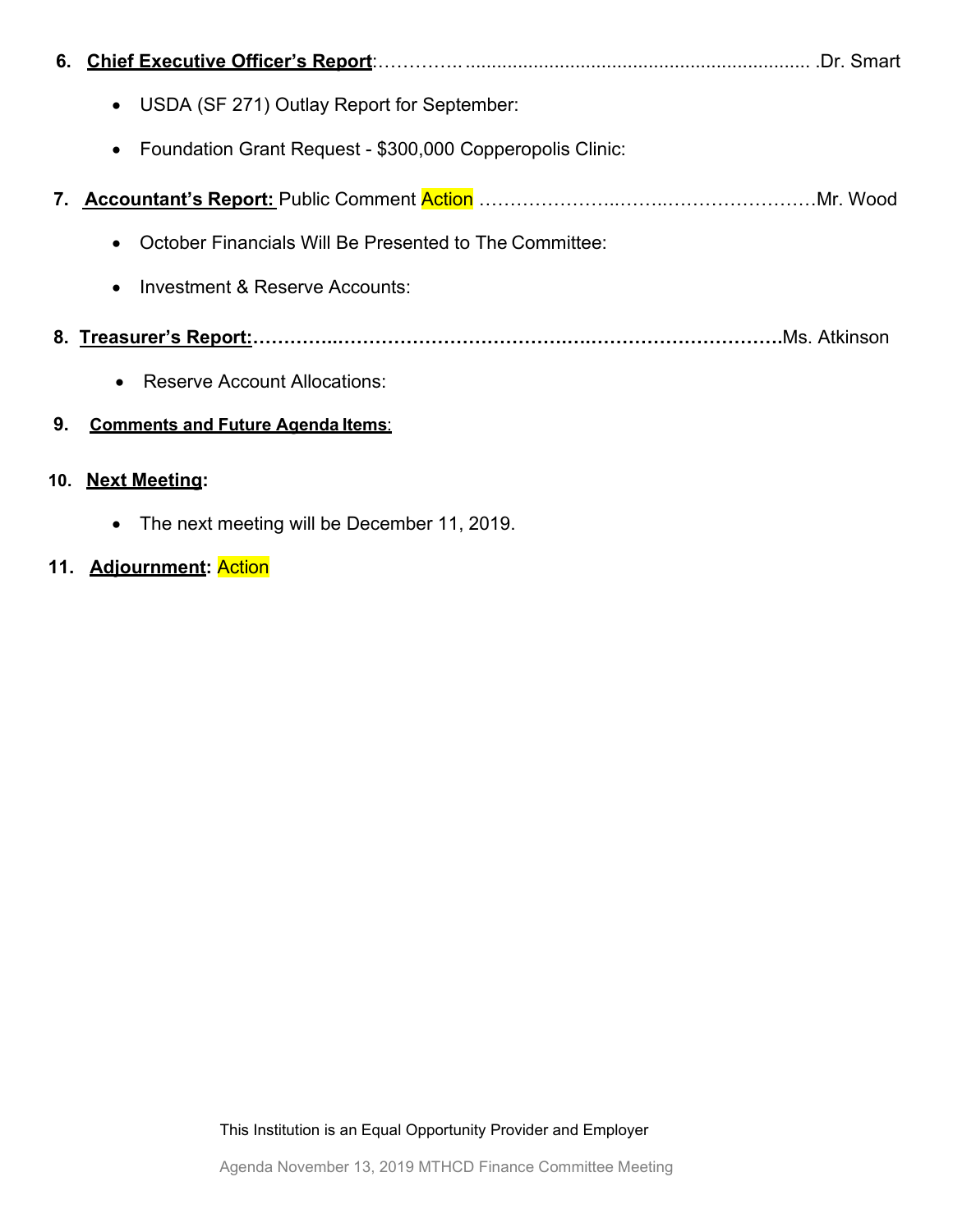6. **Chief Executive Officer's Report**:……………................................................................. .Dr. Smart

   - USDA (SF 271) Outlay Report for September:
   - Foundation Grant Request - $300,000 Copperopolis Clinic:

7. **Accountant's Report:** Public Comment Action …………………..……..……………………Mr. Wood

   - October Financials Will Be Presented to The Committee:
   - Investment & Reserve Accounts:

8. **Treasurer's Report:…………..……………………………….….……………………….**Ms. Atkinson

   - Reserve Account Allocations:

9. **Comments and Future Agenda Items**:

10. **Next Meeting:**

    - The next meeting will be December 11, 2019.

11. **Adjournment:** Action

This Institution is an Equal Opportunity Provider and Employer